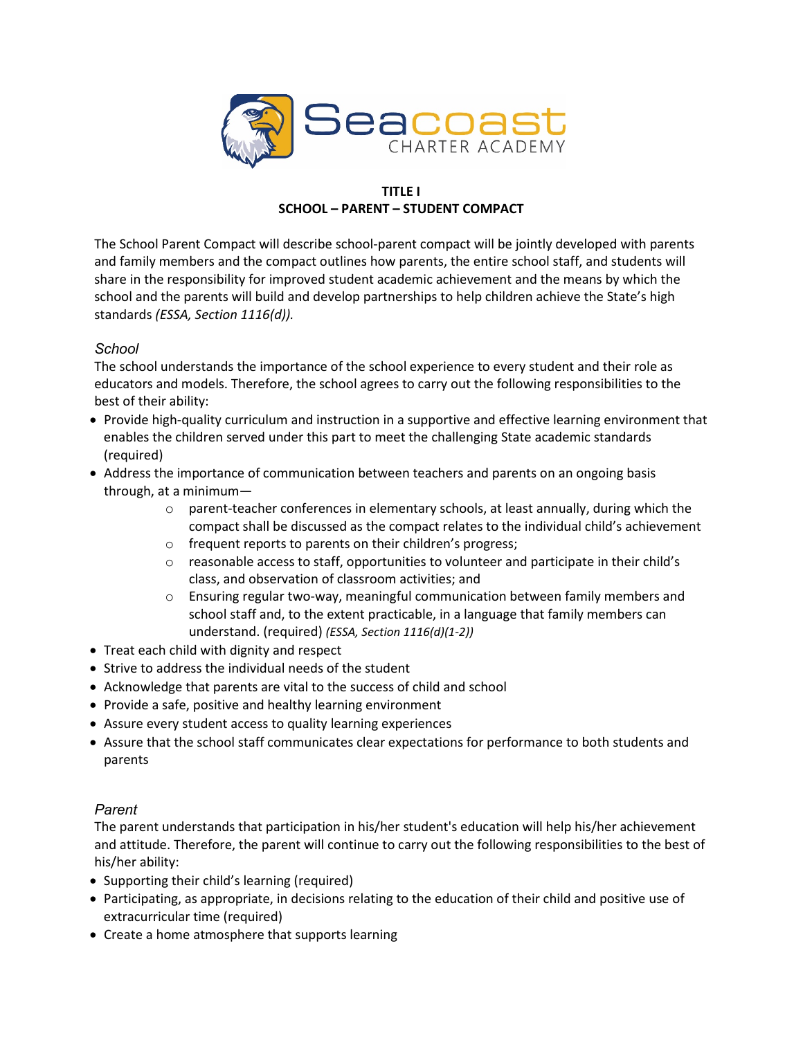# Seacoast CHARTER ACADEMY

**TITLE I**
**SCHOOL – PARENT – STUDENT COMPACT**

The School Parent Compact will describe school-parent compact will be jointly developed with parents and family members and the compact outlines how parents, the entire school staff, and students will share in the responsibility for improved student academic achievement and the means by which the school and the parents will build and develop partnerships to help children achieve the State's high standards *(ESSA, Section 1116(d)).*

### *School*

The school understands the importance of the school experience to every student and their role as educators and models. Therefore, the school agrees to carry out the following responsibilities to the best of their ability:

- Provide high-quality curriculum and instruction in a supportive and effective learning environment that enables the children served under this part to meet the challenging State academic standards (required)
- Address the importance of communication between teachers and parents on an ongoing basis through, at a minimum—
  - parent-teacher conferences in elementary schools, at least annually, during which the compact shall be discussed as the compact relates to the individual child's achievement
  - frequent reports to parents on their children's progress;
  - reasonable access to staff, opportunities to volunteer and participate in their child's class, and observation of classroom activities; and
  - Ensuring regular two-way, meaningful communication between family members and school staff and, to the extent practicable, in a language that family members can understand. (required) *(ESSA, Section 1116(d)(1-2))*
- Treat each child with dignity and respect
- Strive to address the individual needs of the student
- Acknowledge that parents are vital to the success of child and school
- Provide a safe, positive and healthy learning environment
- Assure every student access to quality learning experiences
- Assure that the school staff communicates clear expectations for performance to both students and parents

### *Parent*

The parent understands that participation in his/her student's education will help his/her achievement and attitude. Therefore, the parent will continue to carry out the following responsibilities to the best of his/her ability:

- Supporting their child's learning (required)
- Participating, as appropriate, in decisions relating to the education of their child and positive use of extracurricular time (required)
- Create a home atmosphere that supports learning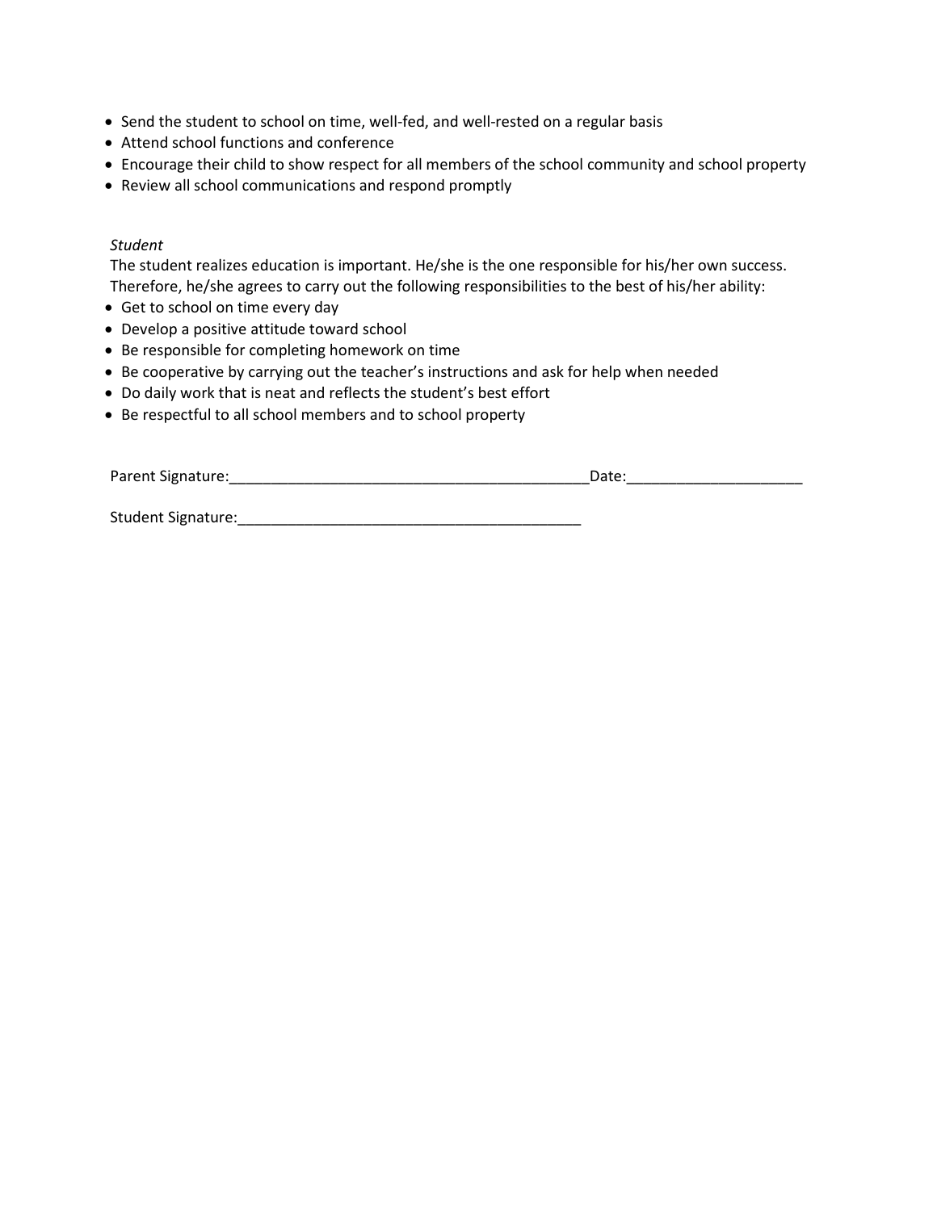- Send the student to school on time, well-fed, and well-rested on a regular basis
- Attend school functions and conference
- Encourage their child to show respect for all members of the school community and school property
- Review all school communications and respond promptly

*Student*

The student realizes education is important. He/she is the one responsible for his/her own success. Therefore, he/she agrees to carry out the following responsibilities to the best of his/her ability:

- Get to school on time every day
- Develop a positive attitude toward school
- Be responsible for completing homework on time
- Be cooperative by carrying out the teacher's instructions and ask for help when needed
- Do daily work that is neat and reflects the student's best effort
- Be respectful to all school members and to school property

Parent Signature:____________________________________________Date:_____________________

Student Signature:__________________________________________